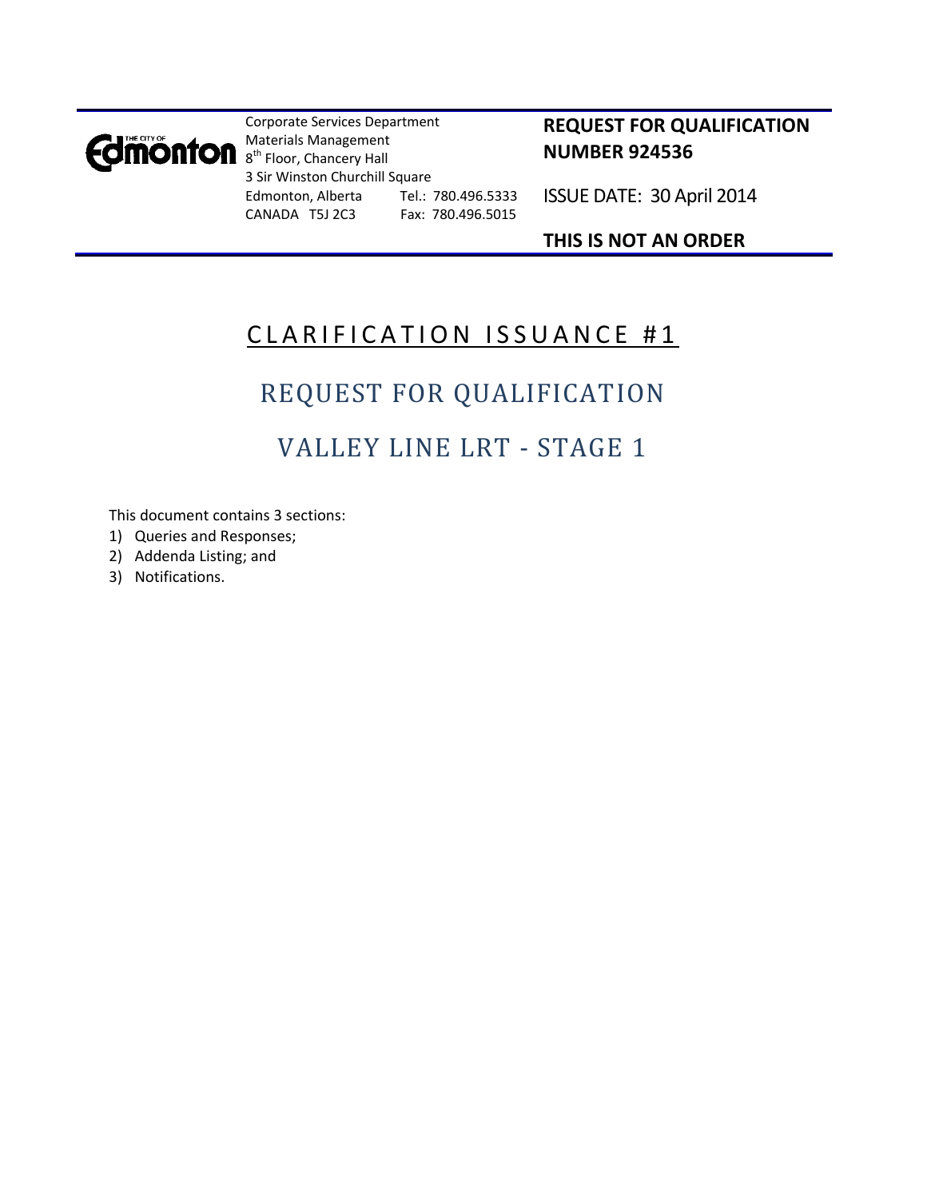THE CITY OF Edmonton

Corporate Services Department
Materials Management
8th Floor, Chancery Hall
3 Sir Winston Churchill Square
Edmonton, Alberta Tel.: 780.496.5333
CANADA T5J 2C3 Fax: 780.496.5015

**REQUEST FOR QUALIFICATION NUMBER 924536**

ISSUE DATE: 30 April 2014

**THIS IS NOT AN ORDER**

# CLARIFICATION ISSUANCE #1

## REQUEST FOR QUALIFICATION

## VALLEY LINE LRT - STAGE 1

This document contains 3 sections:

1) Queries and Responses;
2) Addenda Listing; and
3) Notifications.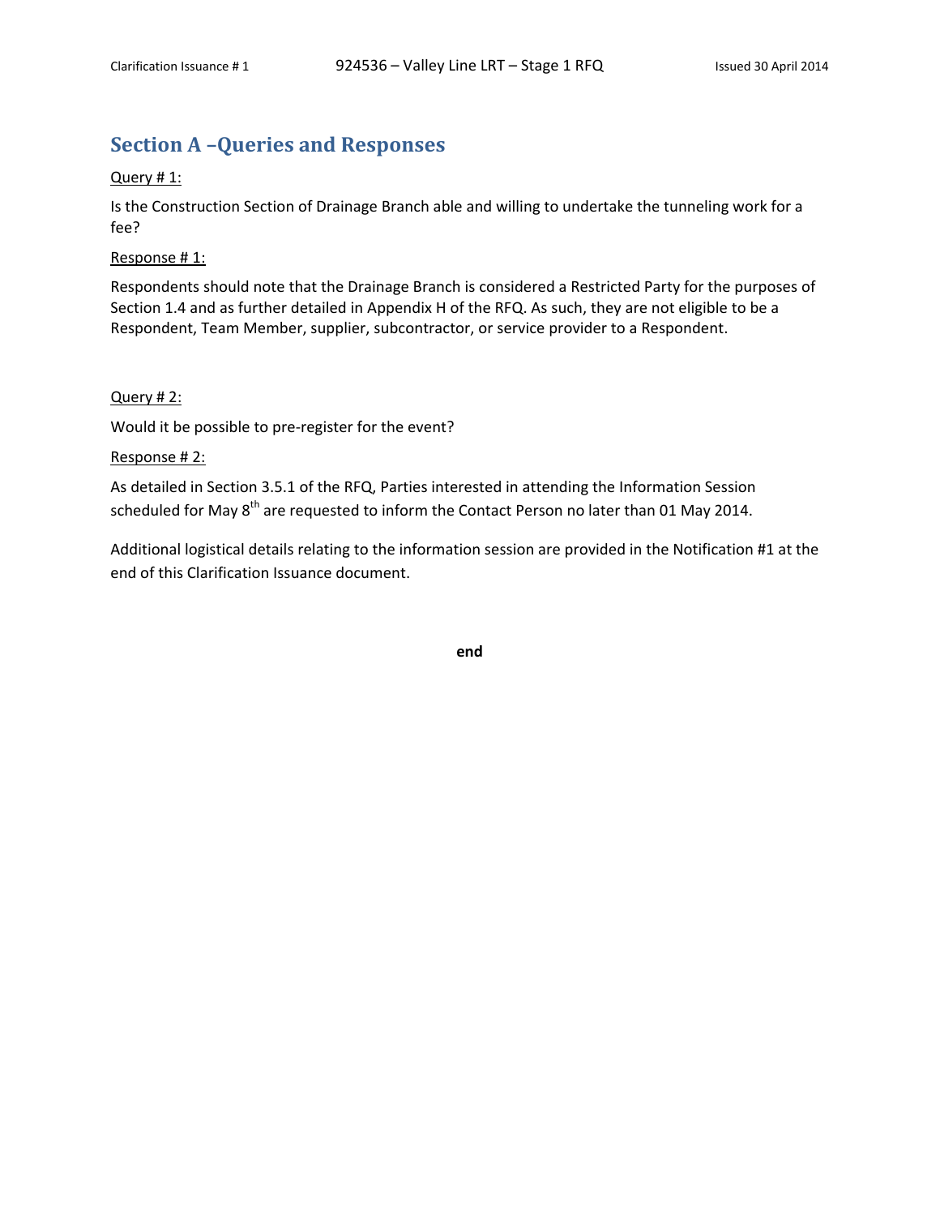## Section A –Queries and Responses

Query # 1:

Is the Construction Section of Drainage Branch able and willing to undertake the tunneling work for a fee?

Response # 1:

Respondents should note that the Drainage Branch is considered a Restricted Party for the purposes of Section 1.4 and as further detailed in Appendix H of the RFQ. As such, they are not eligible to be a Respondent, Team Member, supplier, subcontractor, or service provider to a Respondent.

Query # 2:

Would it be possible to pre-register for the event?

Response # 2:

As detailed in Section 3.5.1 of the RFQ, Parties interested in attending the Information Session scheduled for May 8th are requested to inform the Contact Person no later than 01 May 2014.

Additional logistical details relating to the information session are provided in the Notification #1 at the end of this Clarification Issuance document.

**end**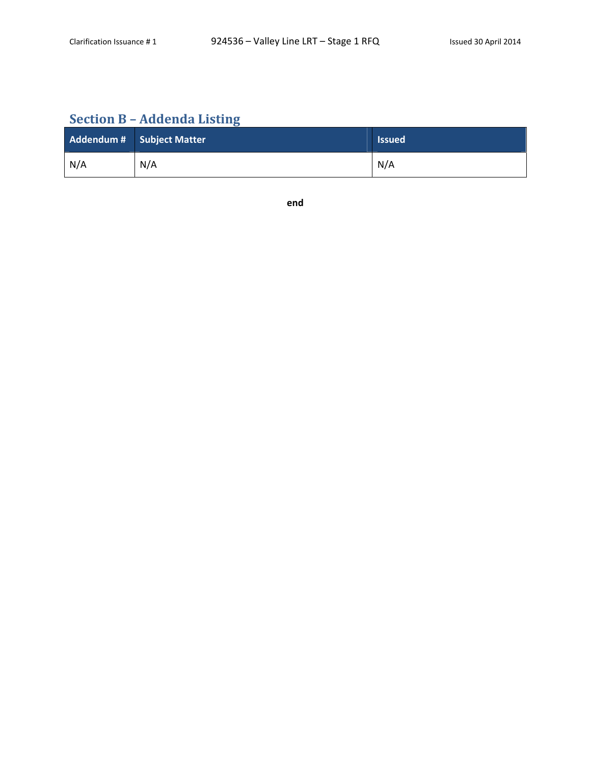## Section B – Addenda Listing

| Addendum # | Subject Matter | Issued |
| --- | --- | --- |
| N/A | N/A | N/A |

**end**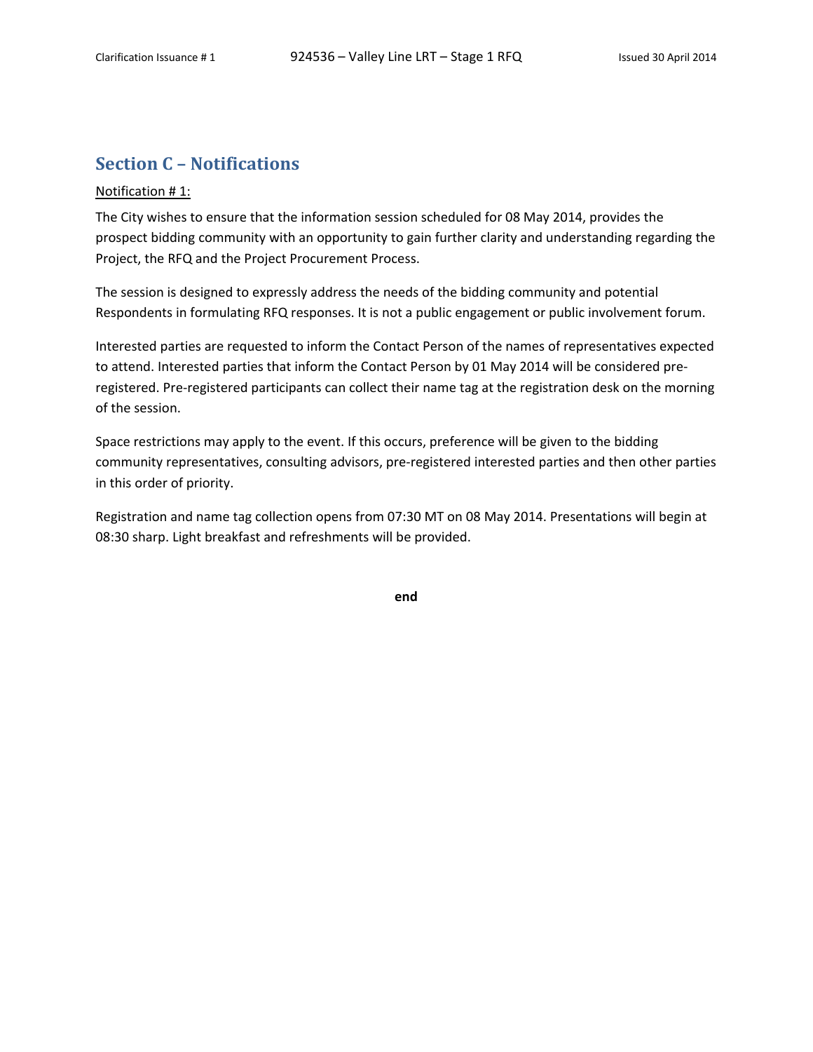## Section C – Notifications

<u>Notification # 1:</u>

The City wishes to ensure that the information session scheduled for 08 May 2014, provides the prospect bidding community with an opportunity to gain further clarity and understanding regarding the Project, the RFQ and the Project Procurement Process.

The session is designed to expressly address the needs of the bidding community and potential Respondents in formulating RFQ responses. It is not a public engagement or public involvement forum.

Interested parties are requested to inform the Contact Person of the names of representatives expected to attend. Interested parties that inform the Contact Person by 01 May 2014 will be considered pre-registered. Pre-registered participants can collect their name tag at the registration desk on the morning of the session.

Space restrictions may apply to the event. If this occurs, preference will be given to the bidding community representatives, consulting advisors, pre-registered interested parties and then other parties in this order of priority.

Registration and name tag collection opens from 07:30 MT on 08 May 2014. Presentations will begin at 08:30 sharp. Light breakfast and refreshments will be provided.

**end**